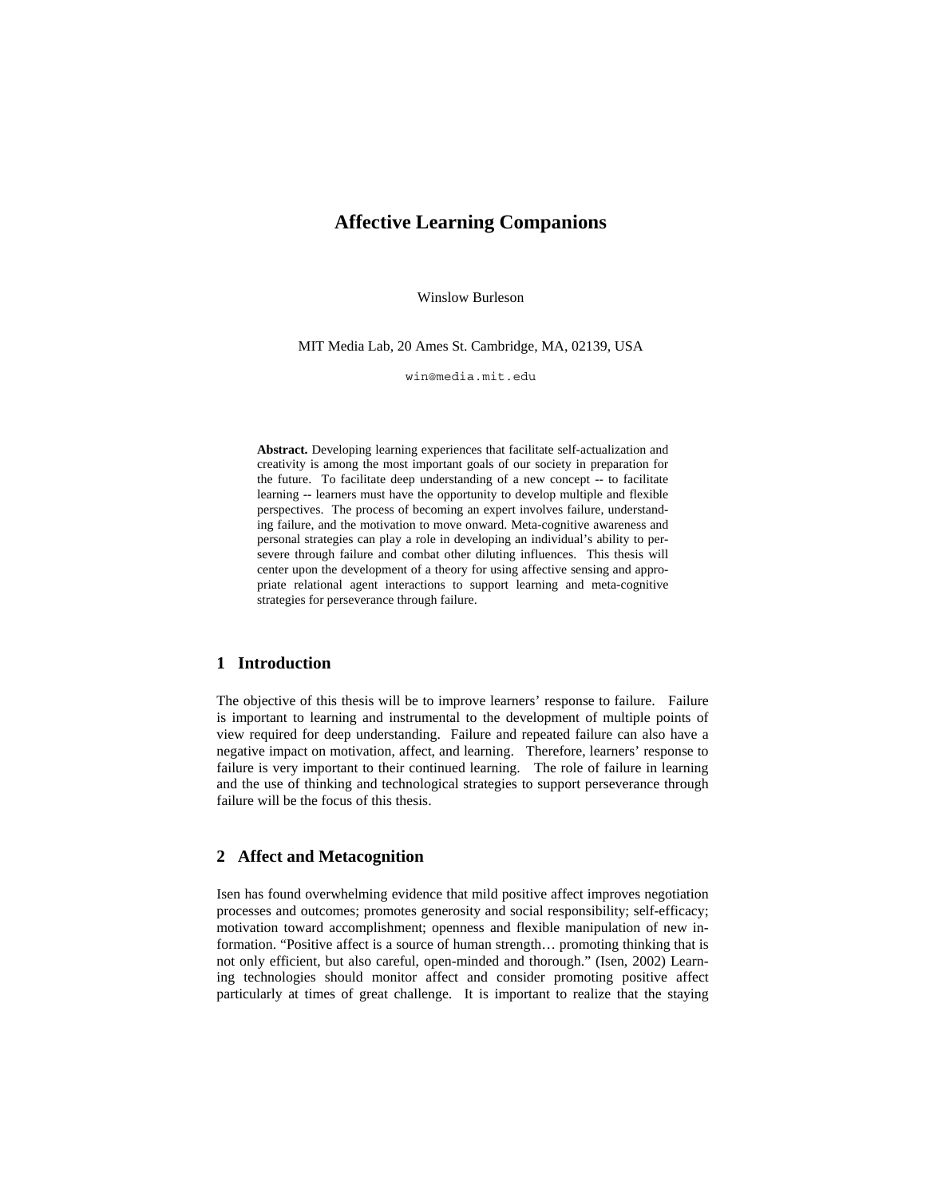# Affective Learning Companions

Winslow Burleson

MIT Media Lab, 20 Ames St. Cambridge, MA, 02139, USA

win@media.mit.edu

**Abstract.** Developing learning experiences that facilitate self-actualization and creativity is among the most important goals of our society in preparation for the future. To facilitate deep understanding of a new concept -- to facilitate learning -- learners must have the opportunity to develop multiple and flexible perspectives. The process of becoming an expert involves failure, understanding failure, and the motivation to move onward. Meta-cognitive awareness and personal strategies can play a role in developing an individual's ability to persevere through failure and combat other diluting influences. This thesis will center upon the development of a theory for using affective sensing and appropriate relational agent interactions to support learning and meta-cognitive strategies for perseverance through failure.

## 1 Introduction

The objective of this thesis will be to improve learners' response to failure. Failure is important to learning and instrumental to the development of multiple points of view required for deep understanding. Failure and repeated failure can also have a negative impact on motivation, affect, and learning. Therefore, learners' response to failure is very important to their continued learning. The role of failure in learning and the use of thinking and technological strategies to support perseverance through failure will be the focus of this thesis.

## 2 Affect and Metacognition

Isen has found overwhelming evidence that mild positive affect improves negotiation processes and outcomes; promotes generosity and social responsibility; self-efficacy; motivation toward accomplishment; openness and flexible manipulation of new information. "Positive affect is a source of human strength… promoting thinking that is not only efficient, but also careful, open-minded and thorough." (Isen, 2002) Learning technologies should monitor affect and consider promoting positive affect particularly at times of great challenge. It is important to realize that the staying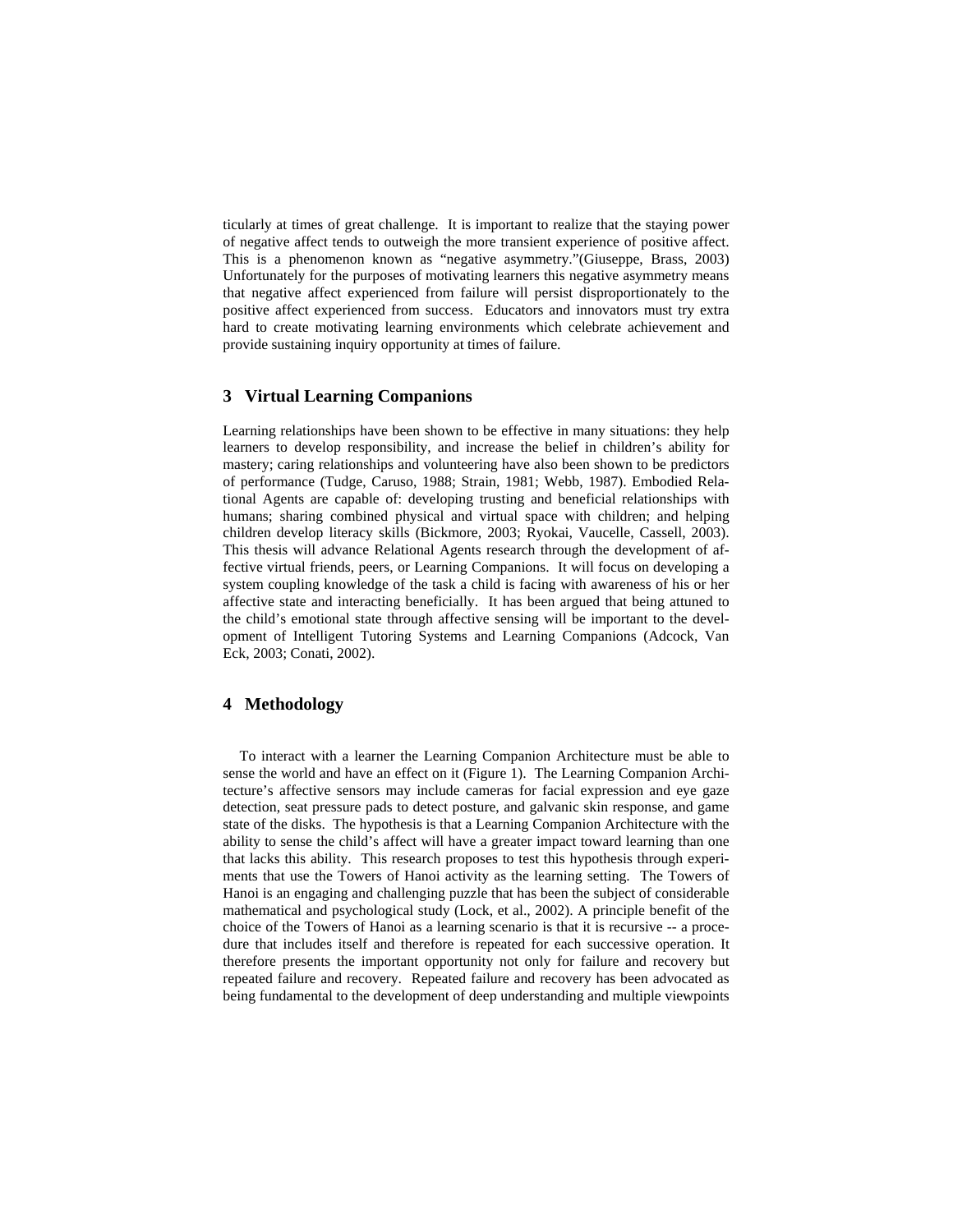ticularly at times of great challenge. It is important to realize that the staying power of negative affect tends to outweigh the more transient experience of positive affect. This is a phenomenon known as "negative asymmetry."(Giuseppe, Brass, 2003) Unfortunately for the purposes of motivating learners this negative asymmetry means that negative affect experienced from failure will persist disproportionately to the positive affect experienced from success. Educators and innovators must try extra hard to create motivating learning environments which celebrate achievement and provide sustaining inquiry opportunity at times of failure.

## 3 Virtual Learning Companions

Learning relationships have been shown to be effective in many situations: they help learners to develop responsibility, and increase the belief in children's ability for mastery; caring relationships and volunteering have also been shown to be predictors of performance (Tudge, Caruso, 1988; Strain, 1981; Webb, 1987). Embodied Relational Agents are capable of: developing trusting and beneficial relationships with humans; sharing combined physical and virtual space with children; and helping children develop literacy skills (Bickmore, 2003; Ryokai, Vaucelle, Cassell, 2003). This thesis will advance Relational Agents research through the development of affective virtual friends, peers, or Learning Companions. It will focus on developing a system coupling knowledge of the task a child is facing with awareness of his or her affective state and interacting beneficially. It has been argued that being attuned to the child's emotional state through affective sensing will be important to the development of Intelligent Tutoring Systems and Learning Companions (Adcock, Van Eck, 2003; Conati, 2002).

## 4 Methodology

To interact with a learner the Learning Companion Architecture must be able to sense the world and have an effect on it (Figure 1). The Learning Companion Architecture's affective sensors may include cameras for facial expression and eye gaze detection, seat pressure pads to detect posture, and galvanic skin response, and game state of the disks. The hypothesis is that a Learning Companion Architecture with the ability to sense the child's affect will have a greater impact toward learning than one that lacks this ability. This research proposes to test this hypothesis through experiments that use the Towers of Hanoi activity as the learning setting. The Towers of Hanoi is an engaging and challenging puzzle that has been the subject of considerable mathematical and psychological study (Lock, et al., 2002). A principle benefit of the choice of the Towers of Hanoi as a learning scenario is that it is recursive -- a procedure that includes itself and therefore is repeated for each successive operation. It therefore presents the important opportunity not only for failure and recovery but repeated failure and recovery. Repeated failure and recovery has been advocated as being fundamental to the development of deep understanding and multiple viewpoints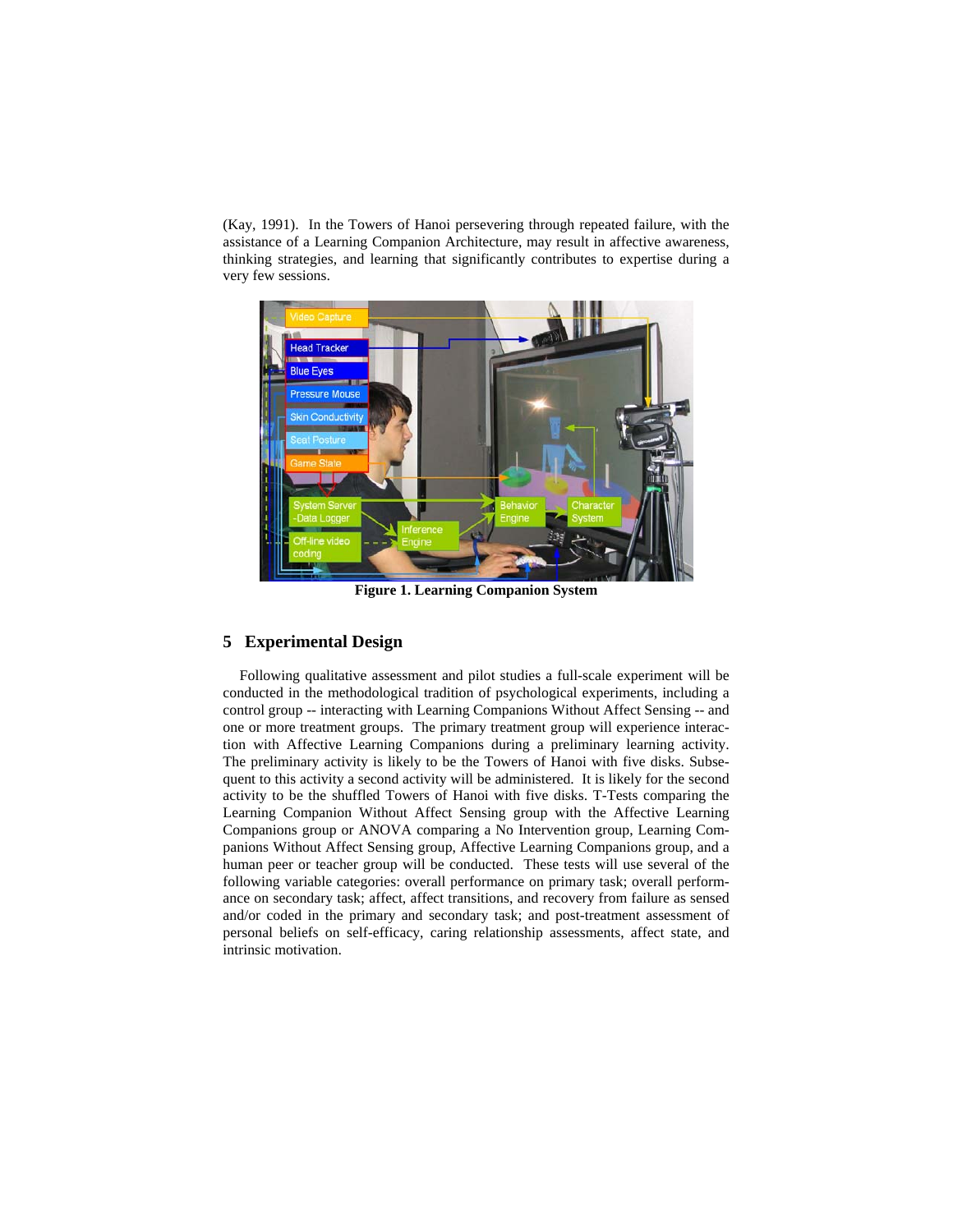(Kay, 1991). In the Towers of Hanoi persevering through repeated failure, with the assistance of a Learning Companion Architecture, may result in affective awareness, thinking strategies, and learning that significantly contributes to expertise during a very few sessions.

**Figure 1. Learning Companion System**

## 5 Experimental Design

Following qualitative assessment and pilot studies a full-scale experiment will be conducted in the methodological tradition of psychological experiments, including a control group -- interacting with Learning Companions Without Affect Sensing -- and one or more treatment groups. The primary treatment group will experience interaction with Affective Learning Companions during a preliminary learning activity. The preliminary activity is likely to be the Towers of Hanoi with five disks. Subsequent to this activity a second activity will be administered. It is likely for the second activity to be the shuffled Towers of Hanoi with five disks. T-Tests comparing the Learning Companion Without Affect Sensing group with the Affective Learning Companions group or ANOVA comparing a No Intervention group, Learning Companions Without Affect Sensing group, Affective Learning Companions group, and a human peer or teacher group will be conducted. These tests will use several of the following variable categories: overall performance on primary task; overall performance on secondary task; affect, affect transitions, and recovery from failure as sensed and/or coded in the primary and secondary task; and post-treatment assessment of personal beliefs on self-efficacy, caring relationship assessments, affect state, and intrinsic motivation.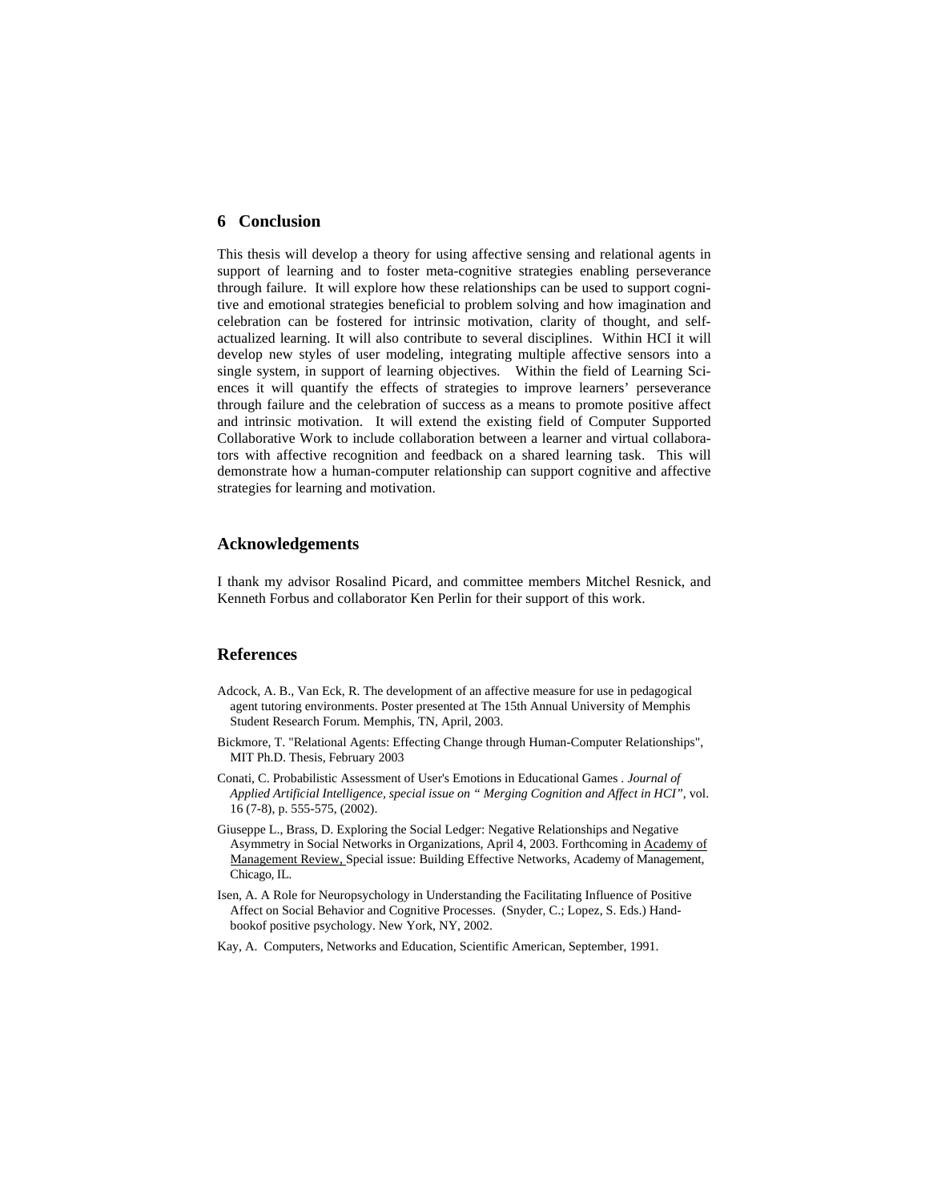## 6 Conclusion

This thesis will develop a theory for using affective sensing and relational agents in support of learning and to foster meta-cognitive strategies enabling perseverance through failure. It will explore how these relationships can be used to support cognitive and emotional strategies beneficial to problem solving and how imagination and celebration can be fostered for intrinsic motivation, clarity of thought, and self-actualized learning. It will also contribute to several disciplines. Within HCI it will develop new styles of user modeling, integrating multiple affective sensors into a single system, in support of learning objectives. Within the field of Learning Sciences it will quantify the effects of strategies to improve learners' perseverance through failure and the celebration of success as a means to promote positive affect and intrinsic motivation. It will extend the existing field of Computer Supported Collaborative Work to include collaboration between a learner and virtual collaborators with affective recognition and feedback on a shared learning task. This will demonstrate how a human-computer relationship can support cognitive and affective strategies for learning and motivation.

## Acknowledgements

I thank my advisor Rosalind Picard, and committee members Mitchel Resnick, and Kenneth Forbus and collaborator Ken Perlin for their support of this work.

## References

Adcock, A. B., Van Eck, R. The development of an affective measure for use in pedagogical agent tutoring environments. Poster presented at The 15th Annual University of Memphis Student Research Forum. Memphis, TN, April, 2003.

Bickmore, T. "Relational Agents: Effecting Change through Human-Computer Relationships", MIT Ph.D. Thesis, February 2003

Conati, C. Probabilistic Assessment of User's Emotions in Educational Games . *Journal of Applied Artificial Intelligence, special issue on " Merging Cognition and Affect in HCI",* vol. 16 (7-8), p. 555-575, (2002).

Giuseppe L., Brass, D. Exploring the Social Ledger: Negative Relationships and Negative Asymmetry in Social Networks in Organizations, April 4, 2003. Forthcoming in Academy of Management Review, Special issue: Building Effective Networks, Academy of Management, Chicago, IL.

Isen, A. A Role for Neuropsychology in Understanding the Facilitating Influence of Positive Affect on Social Behavior and Cognitive Processes. (Snyder, C.; Lopez, S. Eds.) Handbookof positive psychology. New York, NY, 2002.

Kay, A. Computers, Networks and Education, Scientific American, September, 1991.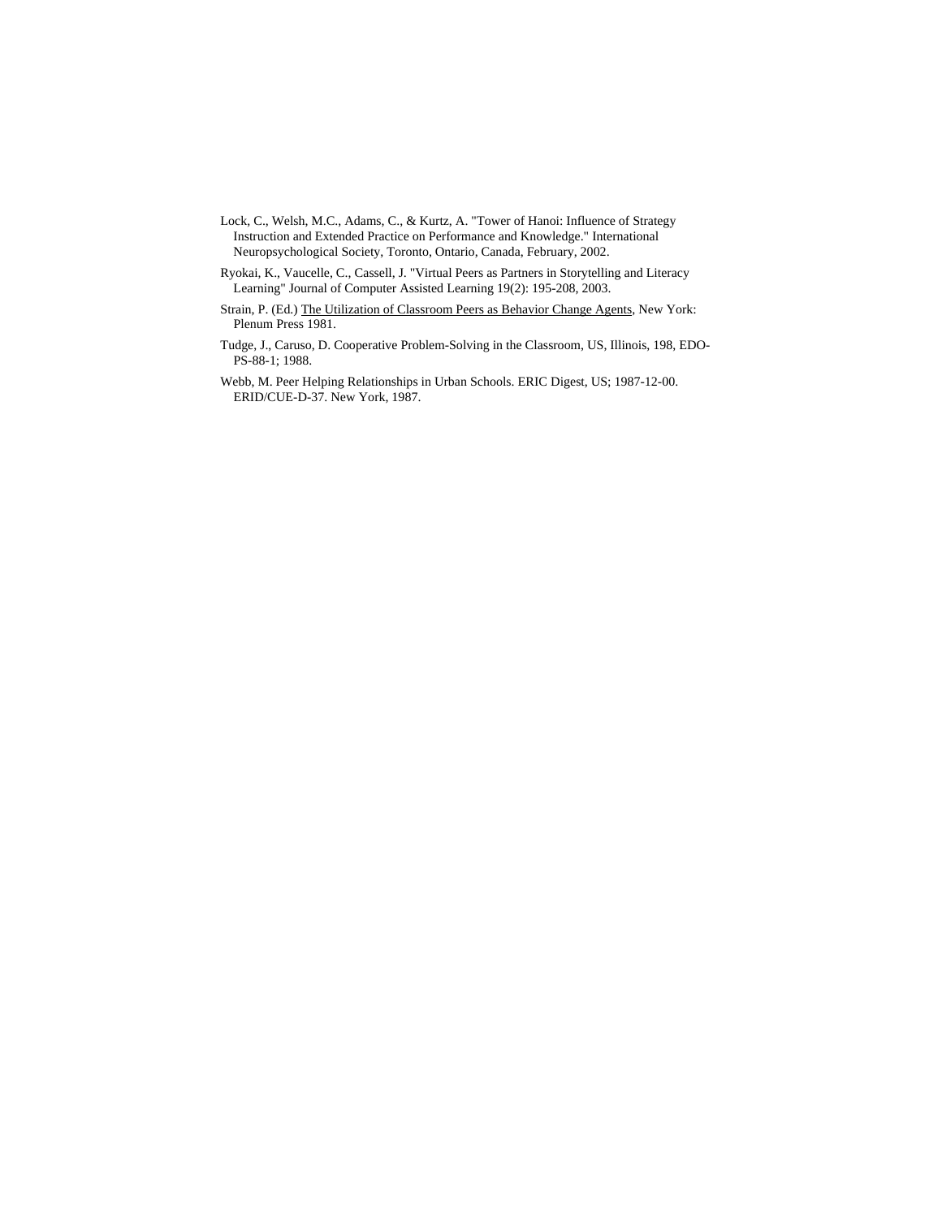Lock, C., Welsh, M.C., Adams, C., & Kurtz, A. "Tower of Hanoi: Influence of Strategy Instruction and Extended Practice on Performance and Knowledge." International Neuropsychological Society, Toronto, Ontario, Canada, February, 2002.

Ryokai, K., Vaucelle, C., Cassell, J. "Virtual Peers as Partners in Storytelling and Literacy Learning" Journal of Computer Assisted Learning 19(2): 195-208, 2003.

Strain, P. (Ed.) The Utilization of Classroom Peers as Behavior Change Agents, New York: Plenum Press 1981.

Tudge, J., Caruso, D. Cooperative Problem-Solving in the Classroom, US, Illinois, 198, EDO-PS-88-1; 1988.

Webb, M. Peer Helping Relationships in Urban Schools. ERIC Digest, US; 1987-12-00. ERID/CUE-D-37. New York, 1987.